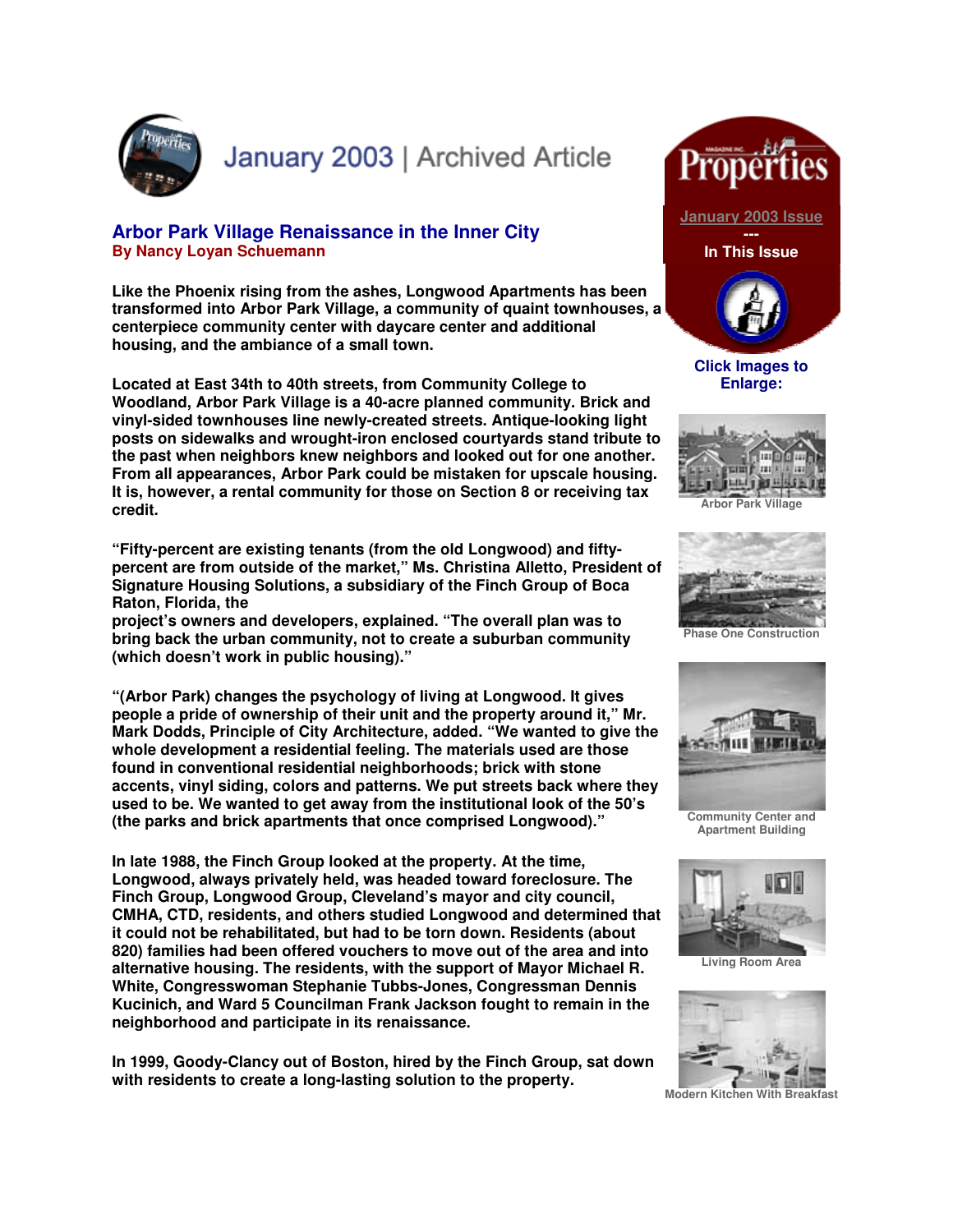January 2003 | Archived Article

## Arbor Park Village Renaissance in the Inner City

**By Nancy Loyan Schuemann**

**Like the Phoenix rising from the ashes, Longwood Apartments has been transformed into Arbor Park Village, a community of quaint townhouses, a centerpiece community center with daycare center and additional housing, and the ambiance of a small town.**

**Located at East 34th to 40th streets, from Community College to Woodland, Arbor Park Village is a 40-acre planned community. Brick and vinyl-sided townhouses line newly-created streets. Antique-looking light posts on sidewalks and wrought-iron enclosed courtyards stand tribute to the past when neighbors knew neighbors and looked out for one another. From all appearances, Arbor Park could be mistaken for upscale housing. It is, however, a rental community for those on Section 8 or receiving tax credit.**

**"Fifty-percent are existing tenants (from the old Longwood) and fifty-percent are from outside of the market," Ms. Christina Alletto, President of Signature Housing Solutions, a subsidiary of the Finch Group of Boca Raton, Florida, the project's owners and developers, explained. "The overall plan was to bring back the urban community, not to create a suburban community (which doesn't work in public housing)."**

**"(Arbor Park) changes the psychology of living at Longwood. It gives people a pride of ownership of their unit and the property around it," Mr. Mark Dodds, Principle of City Architecture, added. "We wanted to give the whole development a residential feeling. The materials used are those found in conventional residential neighborhoods; brick with stone accents, vinyl siding, colors and patterns. We put streets back where they used to be. We wanted to get away from the institutional look of the 50's (the parks and brick apartments that once comprised Longwood)."**

**In late 1988, the Finch Group looked at the property. At the time, Longwood, always privately held, was headed toward foreclosure. The Finch Group, Longwood Group, Cleveland's mayor and city council, CMHA, CTD, residents, and others studied Longwood and determined that it could not be rehabilitated, but had to be torn down. Residents (about 820) families had been offered vouchers to move out of the area and into alternative housing. The residents, with the support of Mayor Michael R. White, Congresswoman Stephanie Tubbs-Jones, Congressman Dennis Kucinich, and Ward 5 Councilman Frank Jackson fought to remain in the neighborhood and participate in its renaissance.**

**In 1999, Goody-Clancy out of Boston, hired by the Finch Group, sat down with residents to create a long-lasting solution to the property.**

Properties

January 2003 Issue

---

In This Issue

**Click Images to Enlarge:**

Arbor Park Village

Phase One Construction

Community Center and Apartment Building

Living Room Area

Modern Kitchen With Breakfast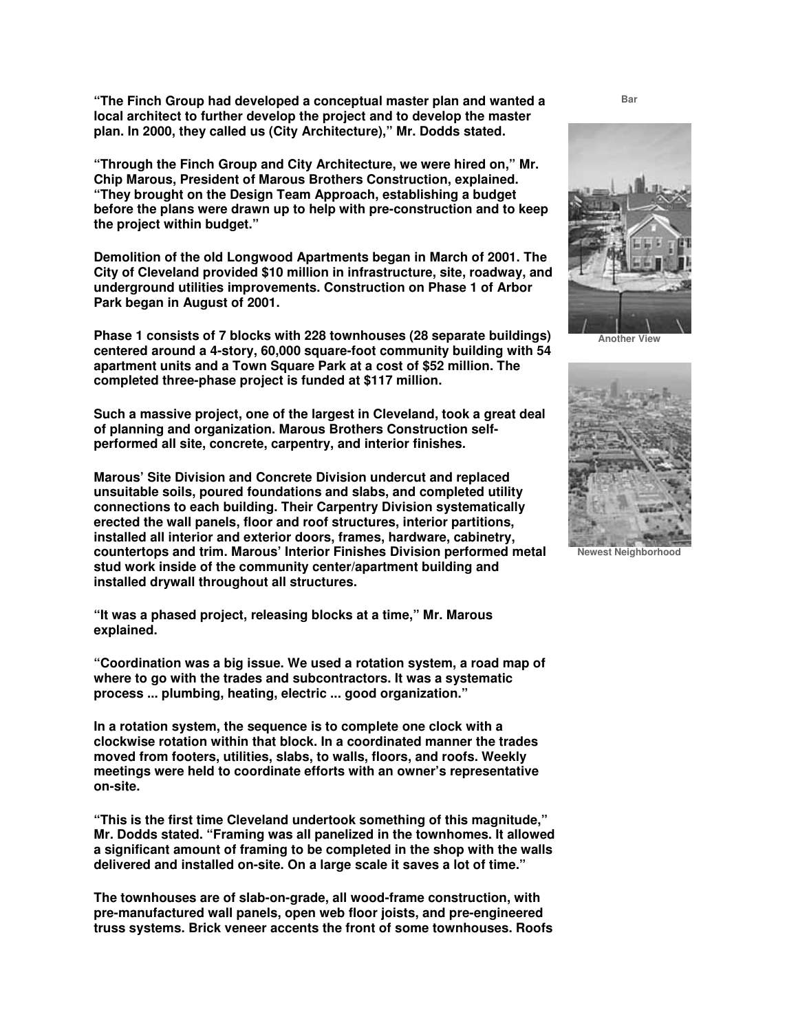**"The Finch Group had developed a conceptual master plan and wanted a local architect to further develop the project and to develop the master plan. In 2000, they called us (City Architecture)," Mr. Dodds stated.**

**"Through the Finch Group and City Architecture, we were hired on," Mr. Chip Marous, President of Marous Brothers Construction, explained. "They brought on the Design Team Approach, establishing a budget before the plans were drawn up to help with pre-construction and to keep the project within budget."**

**Demolition of the old Longwood Apartments began in March of 2001. The City of Cleveland provided $10 million in infrastructure, site, roadway, and underground utilities improvements. Construction on Phase 1 of Arbor Park began in August of 2001.**

**Phase 1 consists of 7 blocks with 228 townhouses (28 separate buildings) centered around a 4-story, 60,000 square-foot community building with 54 apartment units and a Town Square Park at a cost of $52 million. The completed three-phase project is funded at $117 million.**

**Such a massive project, one of the largest in Cleveland, took a great deal of planning and organization. Marous Brothers Construction self-performed all site, concrete, carpentry, and interior finishes.**

**Marous' Site Division and Concrete Division undercut and replaced unsuitable soils, poured foundations and slabs, and completed utility connections to each building. Their Carpentry Division systematically erected the wall panels, floor and roof structures, interior partitions, installed all interior and exterior doors, frames, hardware, cabinetry, countertops and trim. Marous' Interior Finishes Division performed metal stud work inside of the community center/apartment building and installed drywall throughout all structures.**

**"It was a phased project, releasing blocks at a time," Mr. Marous explained.**

**"Coordination was a big issue. We used a rotation system, a road map of where to go with the trades and subcontractors. It was a systematic process ... plumbing, heating, electric ... good organization."**

**In a rotation system, the sequence is to complete one clock with a clockwise rotation within that block. In a coordinated manner the trades moved from footers, utilities, slabs, to walls, floors, and roofs. Weekly meetings were held to coordinate efforts with an owner's representative on-site.**

**"This is the first time Cleveland undertook something of this magnitude," Mr. Dodds stated. "Framing was all panelized in the townhomes. It allowed a significant amount of framing to be completed in the shop with the walls delivered and installed on-site. On a large scale it saves a lot of time."**

**The townhouses are of slab-on-grade, all wood-frame construction, with pre-manufactured wall panels, open web floor joists, and pre-engineered truss systems. Brick veneer accents the front of some townhouses. Roofs**

Bar

Another View

Newest Neighborhood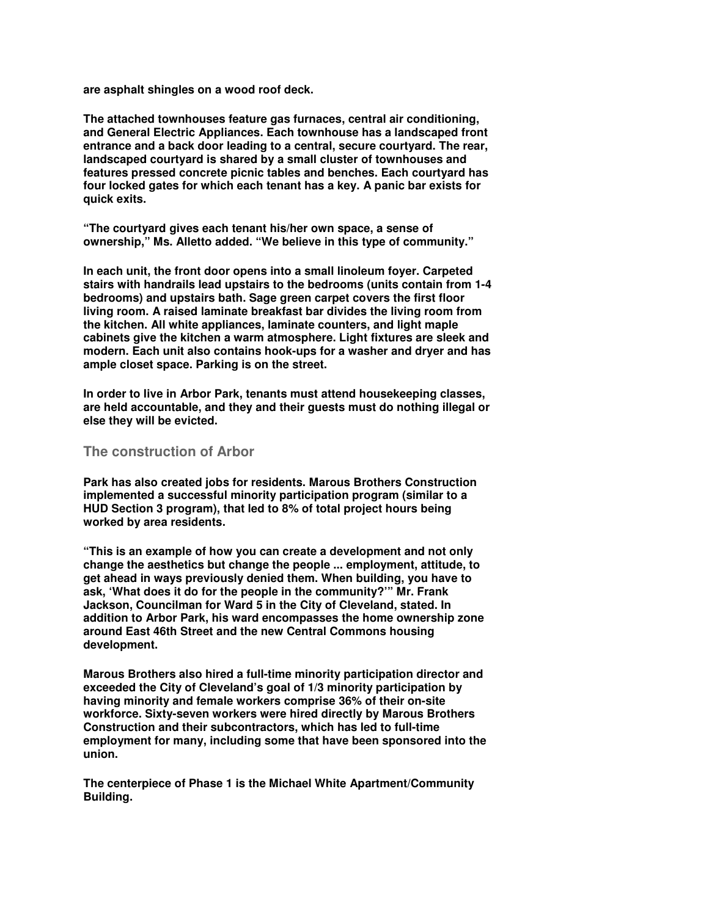**are asphalt shingles on a wood roof deck.**

**The attached townhouses feature gas furnaces, central air conditioning, and General Electric Appliances. Each townhouse has a landscaped front entrance and a back door leading to a central, secure courtyard. The rear, landscaped courtyard is shared by a small cluster of townhouses and features pressed concrete picnic tables and benches. Each courtyard has four locked gates for which each tenant has a key. A panic bar exists for quick exits.**

**"The courtyard gives each tenant his/her own space, a sense of ownership," Ms. Alletto added. "We believe in this type of community."**

**In each unit, the front door opens into a small linoleum foyer. Carpeted stairs with handrails lead upstairs to the bedrooms (units contain from 1-4 bedrooms) and upstairs bath. Sage green carpet covers the first floor living room. A raised laminate breakfast bar divides the living room from the kitchen. All white appliances, laminate counters, and light maple cabinets give the kitchen a warm atmosphere. Light fixtures are sleek and modern. Each unit also contains hook-ups for a washer and dryer and has ample closet space. Parking is on the street.**

**In order to live in Arbor Park, tenants must attend housekeeping classes, are held accountable, and they and their guests must do nothing illegal or else they will be evicted.**

## The construction of Arbor

**Park has also created jobs for residents. Marous Brothers Construction implemented a successful minority participation program (similar to a HUD Section 3 program), that led to 8% of total project hours being worked by area residents.**

**"This is an example of how you can create a development and not only change the aesthetics but change the people ... employment, attitude, to get ahead in ways previously denied them. When building, you have to ask, 'What does it do for the people in the community?'" Mr. Frank Jackson, Councilman for Ward 5 in the City of Cleveland, stated. In addition to Arbor Park, his ward encompasses the home ownership zone around East 46th Street and the new Central Commons housing development.**

**Marous Brothers also hired a full-time minority participation director and exceeded the City of Cleveland's goal of 1/3 minority participation by having minority and female workers comprise 36% of their on-site workforce. Sixty-seven workers were hired directly by Marous Brothers Construction and their subcontractors, which has led to full-time employment for many, including some that have been sponsored into the union.**

**The centerpiece of Phase 1 is the Michael White Apartment/Community Building.**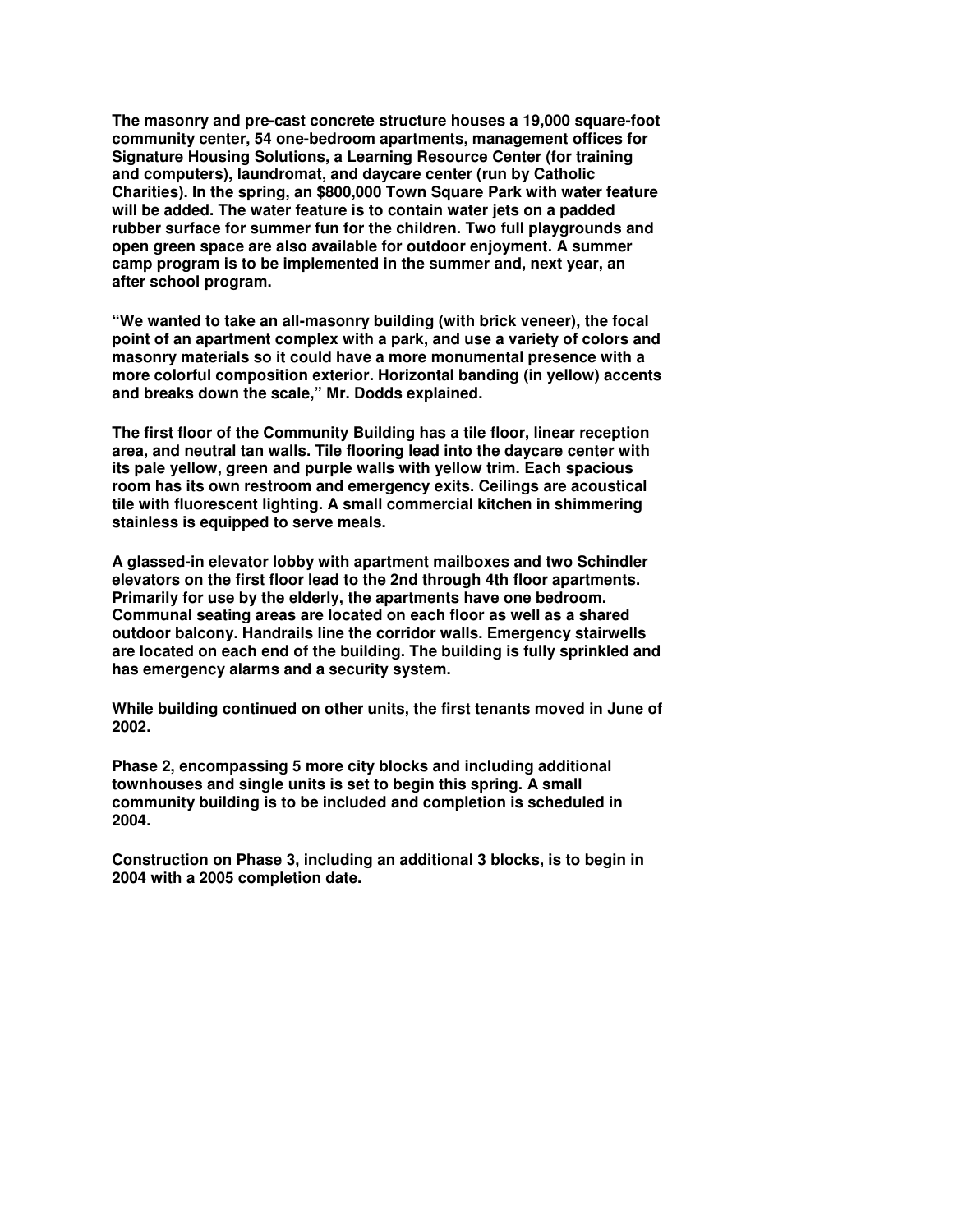**The masonry and pre-cast concrete structure houses a 19,000 square-foot community center, 54 one-bedroom apartments, management offices for Signature Housing Solutions, a Learning Resource Center (for training and computers), laundromat, and daycare center (run by Catholic Charities). In the spring, an $800,000 Town Square Park with water feature will be added. The water feature is to contain water jets on a padded rubber surface for summer fun for the children. Two full playgrounds and open green space are also available for outdoor enjoyment. A summer camp program is to be implemented in the summer and, next year, an after school program.**

**"We wanted to take an all-masonry building (with brick veneer), the focal point of an apartment complex with a park, and use a variety of colors and masonry materials so it could have a more monumental presence with a more colorful composition exterior. Horizontal banding (in yellow) accents and breaks down the scale," Mr. Dodds explained.**

**The first floor of the Community Building has a tile floor, linear reception area, and neutral tan walls. Tile flooring lead into the daycare center with its pale yellow, green and purple walls with yellow trim. Each spacious room has its own restroom and emergency exits. Ceilings are acoustical tile with fluorescent lighting. A small commercial kitchen in shimmering stainless is equipped to serve meals.**

**A glassed-in elevator lobby with apartment mailboxes and two Schindler elevators on the first floor lead to the 2nd through 4th floor apartments. Primarily for use by the elderly, the apartments have one bedroom. Communal seating areas are located on each floor as well as a shared outdoor balcony. Handrails line the corridor walls. Emergency stairwells are located on each end of the building. The building is fully sprinkled and has emergency alarms and a security system.**

**While building continued on other units, the first tenants moved in June of 2002.**

**Phase 2, encompassing 5 more city blocks and including additional townhouses and single units is set to begin this spring. A small community building is to be included and completion is scheduled in 2004.**

**Construction on Phase 3, including an additional 3 blocks, is to begin in 2004 with a 2005 completion date.**